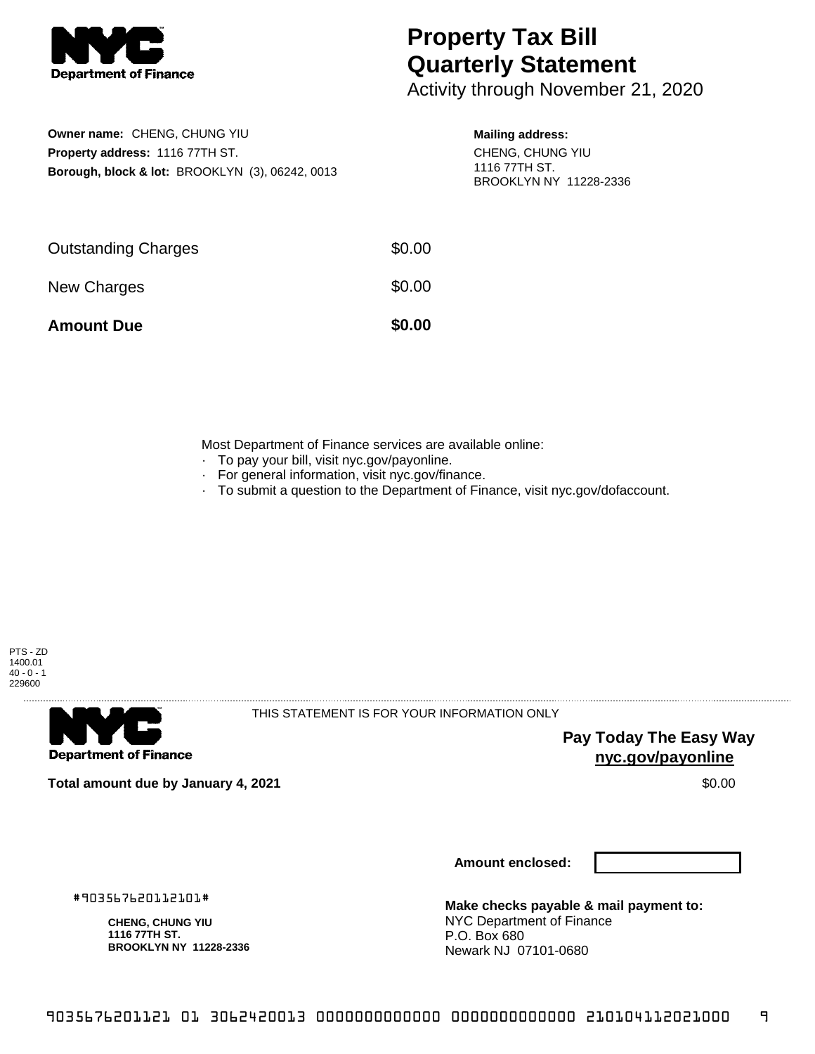# Property Tax Bill Quarterly Statement

Activity through November 21, 2020

**Owner name:** CHENG, CHUNG YIU
**Property address:** 1116 77TH ST.
**Borough, block & lot:** BROOKLYN (3), 06242, 0013

**Mailing address:**
CHENG, CHUNG YIU
1116 77TH ST.
BROOKLYN NY 11228-2336

| | |
|---|---|
| Outstanding Charges | $0.00 |
| New Charges | $0.00 |
| **Amount Due** | **$0.00** |

Most Department of Finance services are available online:
- To pay your bill, visit nyc.gov/payonline.
- For general information, visit nyc.gov/finance.
- To submit a question to the Department of Finance, visit nyc.gov/dofaccount.

PTS - ZD
1400.01
40 - 0 - 1
229600

THIS STATEMENT IS FOR YOUR INFORMATION ONLY

**Pay Today The Easy Way**
**nyc.gov/payonline**

**Total amount due by January 4, 2021** $0.00

**Amount enclosed:**

#903567620112101#

**CHENG, CHUNG YIU**
**1116 77TH ST.**
**BROOKLYN NY 11228-2336**

**Make checks payable & mail payment to:**
NYC Department of Finance
P.O. Box 680
Newark NJ 07101-0680

9035676201121 01 3062420013 0000000000000 0000000000000 210104112021000 9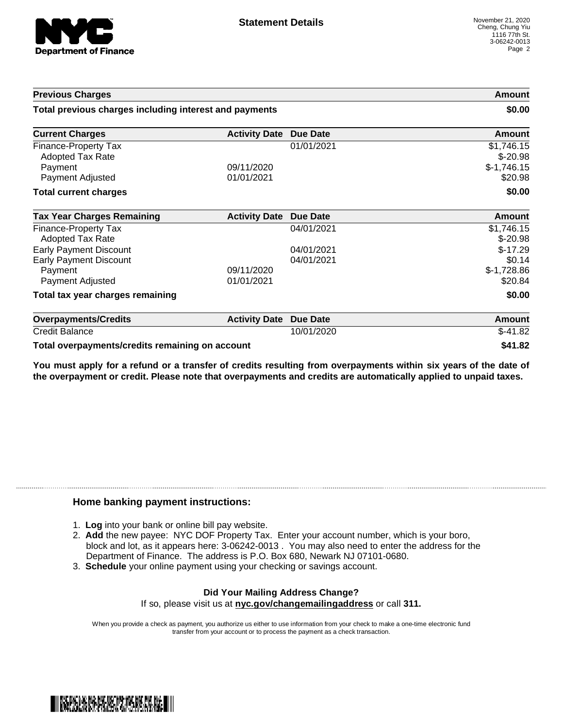# Statement Details

November 21, 2020
Cheng, Chung Yiu
1116 77th St.
3-06242-0013

| Previous Charges | | | Amount |
| --- | --- | --- | --- |
| **Total previous charges including interest and payments** | | | **$0.00** |

| Current Charges | Activity Date | Due Date | Amount |
| --- | --- | --- | --- |
| Finance-Property Tax | | 01/01/2021 | $1,746.15 |
| Adopted Tax Rate | | | $-20.98 |
| Payment | 09/11/2020 | | $-1,746.15 |
| Payment Adjusted | 01/01/2021 | | $20.98 |
| **Total current charges** | | | **$0.00** |

| Tax Year Charges Remaining | Activity Date | Due Date | Amount |
| --- | --- | --- | --- |
| Finance-Property Tax | | 04/01/2021 | $1,746.15 |
| Adopted Tax Rate | | | $-20.98 |
| Early Payment Discount | | 04/01/2021 | $-17.29 |
| Early Payment Discount | | 04/01/2021 | $0.14 |
| Payment | 09/11/2020 | | $-1,728.86 |
| Payment Adjusted | 01/01/2021 | | $20.84 |
| **Total tax year charges remaining** | | | **$0.00** |

| Overpayments/Credits | Activity Date | Due Date | Amount |
| --- | --- | --- | --- |
| Credit Balance | | 10/01/2020 | $-41.82 |
| **Total overpayments/credits remaining on account** | | | **$41.82** |

**You must apply for a refund or a transfer of credits resulting from overpayments within six years of the date of the overpayment or credit. Please note that overpayments and credits are automatically applied to unpaid taxes.**

### Home banking payment instructions:

1. **Log** into your bank or online bill pay website.
2. **Add** the new payee: NYC DOF Property Tax. Enter your account number, which is your boro, block and lot, as it appears here: 3-06242-0013 . You may also need to enter the address for the Department of Finance. The address is P.O. Box 680, Newark NJ 07101-0680.
3. **Schedule** your online payment using your checking or savings account.

**Did Your Mailing Address Change?**

If so, please visit us at **nyc.gov/changemailingaddress** or call **311.**

When you provide a check as payment, you authorize us either to use information from your check to make a one-time electronic fund transfer from your account or to process the payment as a check transaction.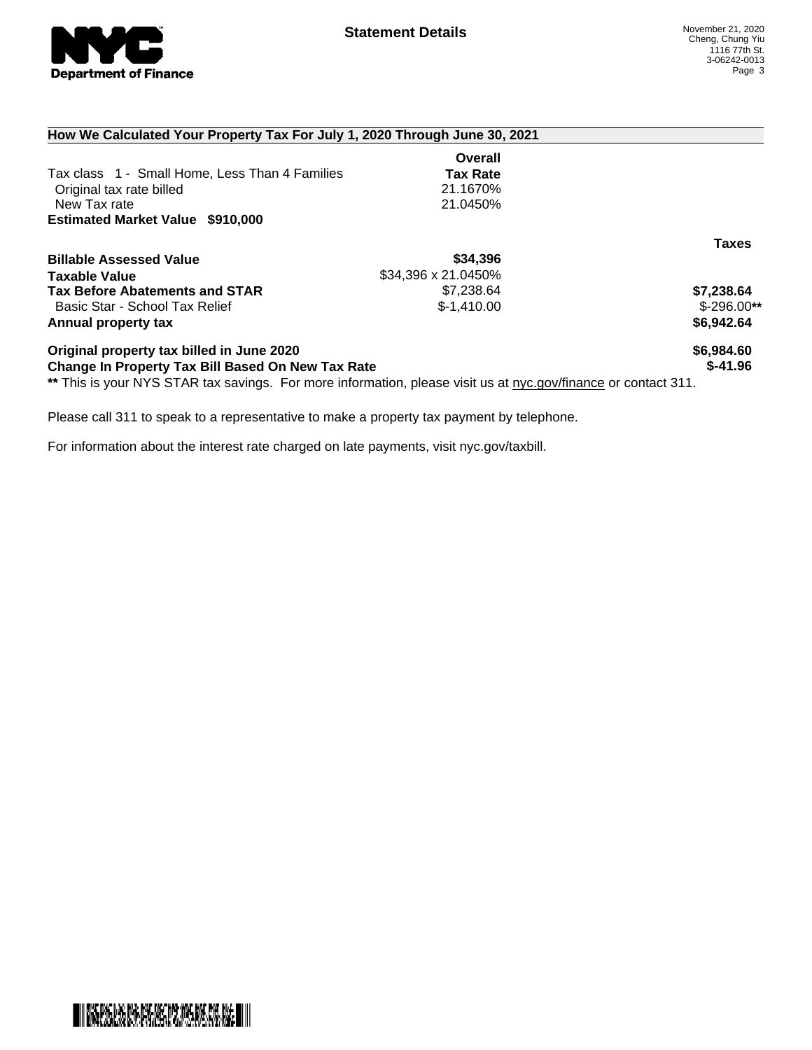## Statement Details

November 21, 2020
Cheng, Chung Yiu
1116 77th St.
3-06242-0013

### How We Calculated Your Property Tax For July 1, 2020 Through June 30, 2021

| | Overall Tax Rate | |
|---|---|---|
| Tax class 1 - Small Home, Less Than 4 Families | | |
| Original tax rate billed | 21.1670% | |
| New Tax rate | 21.0450% | |
| **Estimated Market Value $910,000** | | |
| | | **Taxes** |
| **Billable Assessed Value** | **$34,396** | |
| **Taxable Value** | $34,396 x 21.0450% | |
| **Tax Before Abatements and STAR** | $7,238.64 | **$7,238.64** |
| Basic Star - School Tax Relief | $-1,410.00 | $-296.00** |
| **Annual property tax** | | **$6,942.64** |
| **Original property tax billed in June 2020** | | **$6,984.60** |
| **Change In Property Tax Bill Based On New Tax Rate** | | **$-41.96** |

** This is your NYS STAR tax savings. For more information, please visit us at nyc.gov/finance or contact 311.

Please call 311 to speak to a representative to make a property tax payment by telephone.

For information about the interest rate charged on late payments, visit nyc.gov/taxbill.